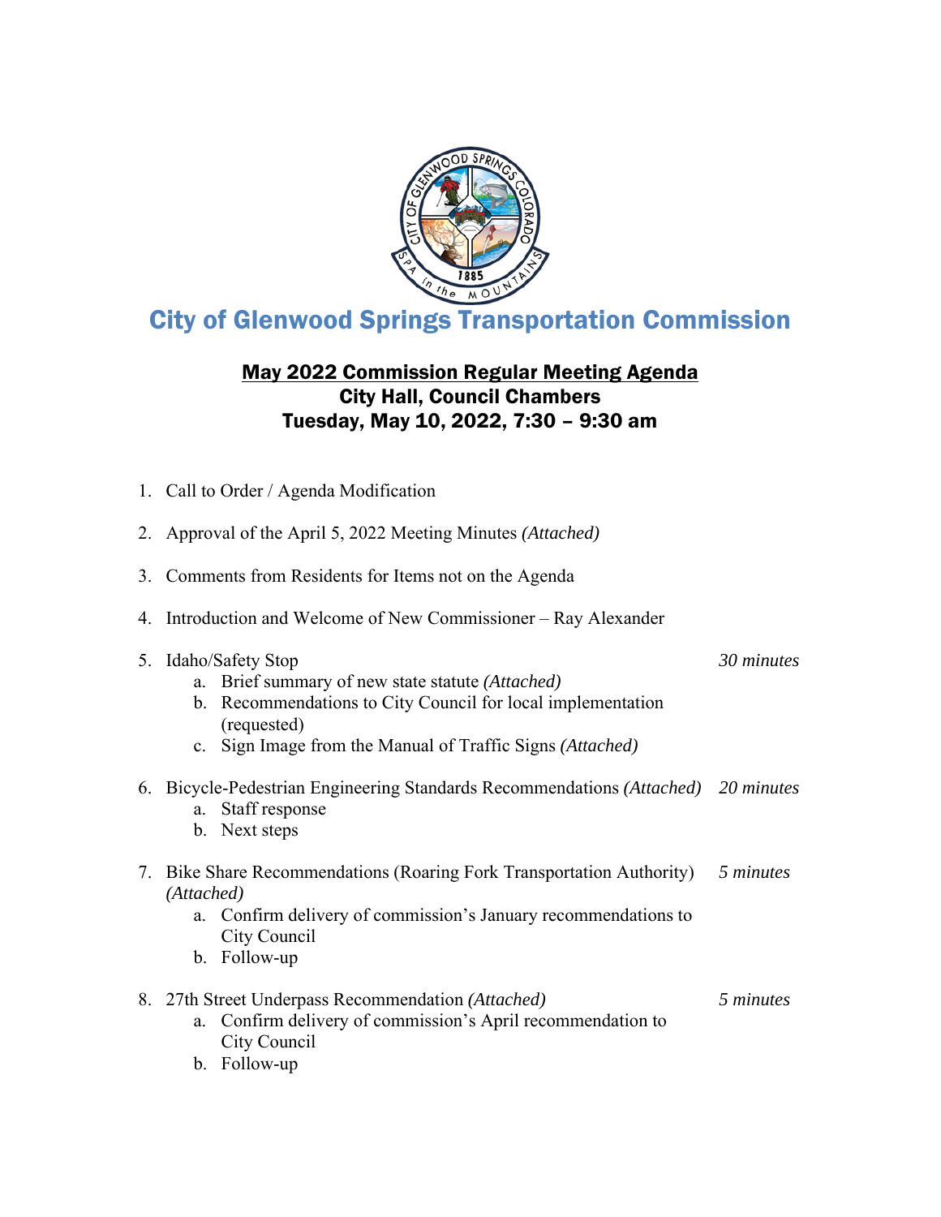# City of Glenwood Springs Transportation Commission

## May 2022 Commission Regular Meeting Agenda

**City Hall, Council Chambers**

**Tuesday, May 10, 2022, 7:30 – 9:30 am**

1. Call to Order / Agenda Modification
2. Approval of the April 5, 2022 Meeting Minutes *(Attached)*
3. Comments from Residents for Items not on the Agenda
4. Introduction and Welcome of New Commissioner – Ray Alexander
5. Idaho/Safety Stop — *30 minutes*
   a. Brief summary of new state statute *(Attached)*
   b. Recommendations to City Council for local implementation (requested)
   c. Sign Image from the Manual of Traffic Signs *(Attached)*
6. Bicycle-Pedestrian Engineering Standards Recommendations *(Attached)* — *20 minutes*
   a. Staff response
   b. Next steps
7. Bike Share Recommendations (Roaring Fork Transportation Authority) *(Attached)* — *5 minutes*
   a. Confirm delivery of commission's January recommendations to City Council
   b. Follow-up
8. 27th Street Underpass Recommendation *(Attached)* — *5 minutes*
   a. Confirm delivery of commission's April recommendation to City Council
   b. Follow-up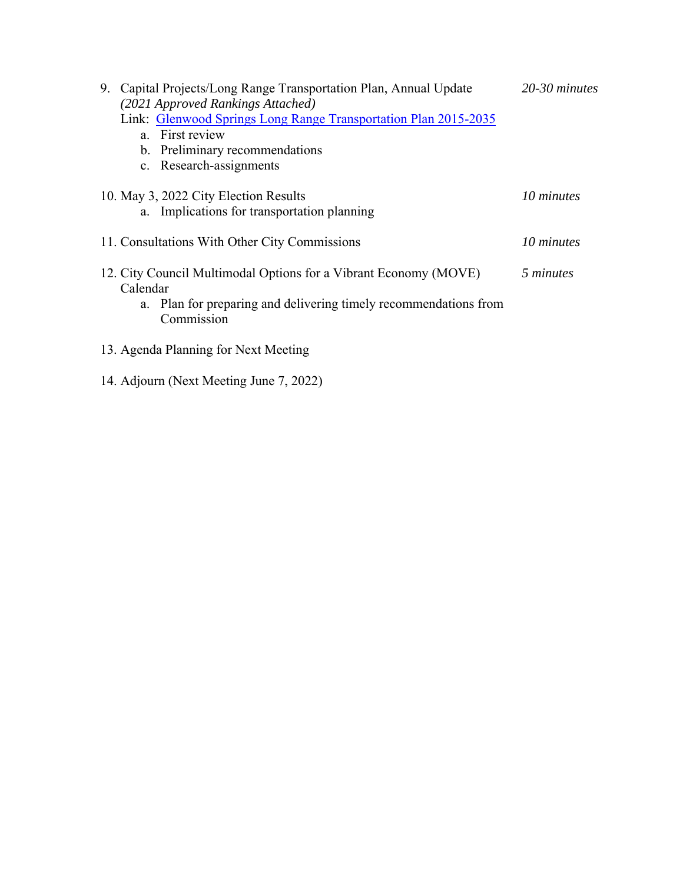9. Capital Projects/Long Range Transportation Plan, Annual Update *20-30 minutes*
   *(2021 Approved Rankings Attached)*
   Link: [Glenwood Springs Long Range Transportation Plan 2015-2035]()
   a. First review
   b. Preliminary recommendations
   c. Research-assignments

10. May 3, 2022 City Election Results *10 minutes*
    a. Implications for transportation planning

11. Consultations With Other City Commissions *10 minutes*

12. City Council Multimodal Options for a Vibrant Economy (MOVE) Calendar *5 minutes*
    a. Plan for preparing and delivering timely recommendations from Commission

13. Agenda Planning for Next Meeting

14. Adjourn (Next Meeting June 7, 2022)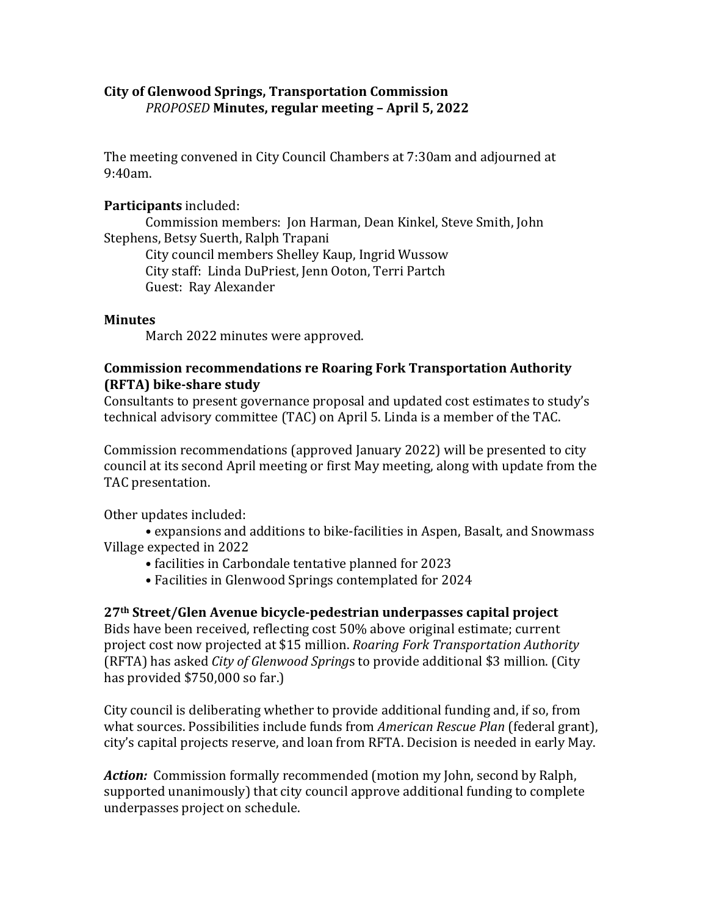**City of Glenwood Springs, Transportation Commission**
*PROPOSED* **Minutes, regular meeting – April 5, 2022**

The meeting convened in City Council Chambers at 7:30am and adjourned at 9:40am.

**Participants** included:

Commission members: Jon Harman, Dean Kinkel, Steve Smith, John Stephens, Betsy Suerth, Ralph Trapani
City council members Shelley Kaup, Ingrid Wussow
City staff: Linda DuPriest, Jenn Ooton, Terri Partch
Guest: Ray Alexander

**Minutes**

March 2022 minutes were approved.

**Commission recommendations re Roaring Fork Transportation Authority (RFTA) bike-share study**

Consultants to present governance proposal and updated cost estimates to study's technical advisory committee (TAC) on April 5. Linda is a member of the TAC.

Commission recommendations (approved January 2022) will be presented to city council at its second April meeting or first May meeting, along with update from the TAC presentation.

Other updates included:

- expansions and additions to bike-facilities in Aspen, Basalt, and Snowmass Village expected in 2022
- facilities in Carbondale tentative planned for 2023
- Facilities in Glenwood Springs contemplated for 2024

**27th Street/Glen Avenue bicycle-pedestrian underpasses capital project**

Bids have been received, reflecting cost 50% above original estimate; current project cost now projected at $15 million. *Roaring Fork Transportation Authority* (RFTA) has asked *City of Glenwood Springs* to provide additional $3 million. (City has provided $750,000 so far.)

City council is deliberating whether to provide additional funding and, if so, from what sources. Possibilities include funds from *American Rescue Plan* (federal grant), city's capital projects reserve, and loan from RFTA. Decision is needed in early May.

***Action:*** Commission formally recommended (motion my John, second by Ralph, supported unanimously) that city council approve additional funding to complete underpasses project on schedule.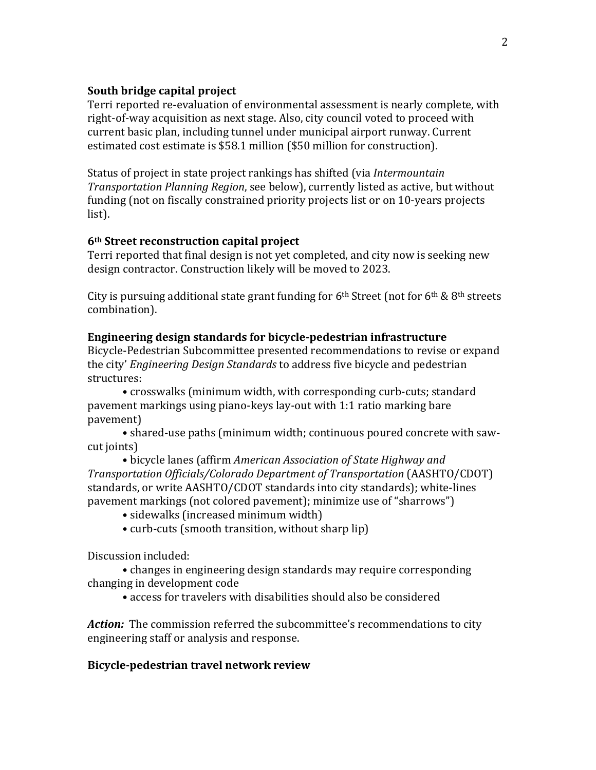**South bridge capital project**

Terri reported re-evaluation of environmental assessment is nearly complete, with right-of-way acquisition as next stage. Also, city council voted to proceed with current basic plan, including tunnel under municipal airport runway. Current estimated cost estimate is $58.1 million ($50 million for construction).

Status of project in state project rankings has shifted (via *Intermountain Transportation Planning Region*, see below), currently listed as active, but without funding (not on fiscally constrained priority projects list or on 10-years projects list).

**6th Street reconstruction capital project**

Terri reported that final design is not yet completed, and city now is seeking new design contractor. Construction likely will be moved to 2023.

City is pursuing additional state grant funding for 6th Street (not for 6th & 8th streets combination).

**Engineering design standards for bicycle-pedestrian infrastructure**

Bicycle-Pedestrian Subcommittee presented recommendations to revise or expand the city' *Engineering Design Standards* to address five bicycle and pedestrian structures:

- crosswalks (minimum width, with corresponding curb-cuts; standard pavement markings using piano-keys lay-out with 1:1 ratio marking bare pavement)
- shared-use paths (minimum width; continuous poured concrete with saw-cut joints)
- bicycle lanes (affirm *American Association of State Highway and Transportation Officials/Colorado Department of Transportation* (AASHTO/CDOT) standards, or write AASHTO/CDOT standards into city standards); white-lines pavement markings (not colored pavement); minimize use of "sharrows")
- sidewalks (increased minimum width)
- curb-cuts (smooth transition, without sharp lip)

Discussion included:

- changes in engineering design standards may require corresponding changing in development code
- access for travelers with disabilities should also be considered

***Action:*** The commission referred the subcommittee's recommendations to city engineering staff or analysis and response.

**Bicycle-pedestrian travel network review**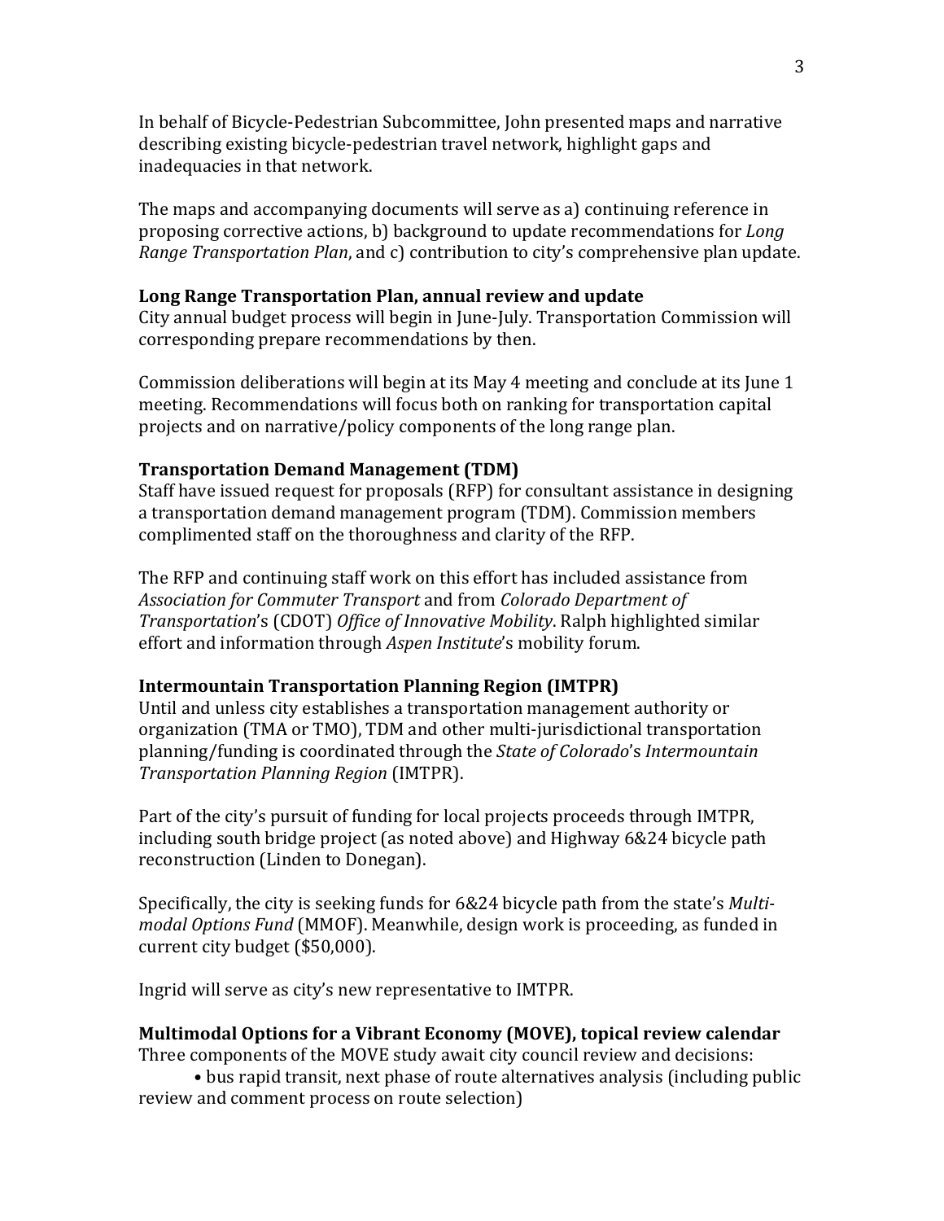In behalf of Bicycle-Pedestrian Subcommittee, John presented maps and narrative describing existing bicycle-pedestrian travel network, highlight gaps and inadequacies in that network.

The maps and accompanying documents will serve as a) continuing reference in proposing corrective actions, b) background to update recommendations for *Long Range Transportation Plan*, and c) contribution to city's comprehensive plan update.

**Long Range Transportation Plan, annual review and update**
City annual budget process will begin in June-July. Transportation Commission will corresponding prepare recommendations by then.

Commission deliberations will begin at its May 4 meeting and conclude at its June 1 meeting. Recommendations will focus both on ranking for transportation capital projects and on narrative/policy components of the long range plan.

**Transportation Demand Management (TDM)**
Staff have issued request for proposals (RFP) for consultant assistance in designing a transportation demand management program (TDM). Commission members complimented staff on the thoroughness and clarity of the RFP.

The RFP and continuing staff work on this effort has included assistance from *Association for Commuter Transport* and from *Colorado Department of Transportation*'s (CDOT) *Office of Innovative Mobility*. Ralph highlighted similar effort and information through *Aspen Institute*'s mobility forum.

**Intermountain Transportation Planning Region (IMTPR)**
Until and unless city establishes a transportation management authority or organization (TMA or TMO), TDM and other multi-jurisdictional transportation planning/funding is coordinated through the *State of Colorado*'s *Intermountain Transportation Planning Region* (IMTPR).

Part of the city's pursuit of funding for local projects proceeds through IMTPR, including south bridge project (as noted above) and Highway 6&24 bicycle path reconstruction (Linden to Donegan).

Specifically, the city is seeking funds for 6&24 bicycle path from the state's *Multi-modal Options Fund* (MMOF). Meanwhile, design work is proceeding, as funded in current city budget ($50,000).

Ingrid will serve as city's new representative to IMTPR.

**Multimodal Options for a Vibrant Economy (MOVE), topical review calendar**
Three components of the MOVE study await city council review and decisions:

• bus rapid transit, next phase of route alternatives analysis (including public review and comment process on route selection)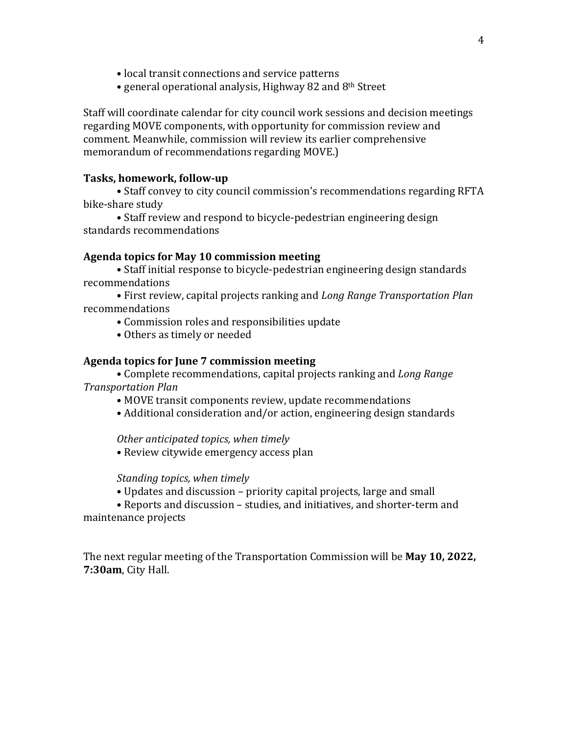- local transit connections and service patterns
- general operational analysis, Highway 82 and 8th Street

Staff will coordinate calendar for city council work sessions and decision meetings regarding MOVE components, with opportunity for commission review and comment. Meanwhile, commission will review its earlier comprehensive memorandum of recommendations regarding MOVE.)

**Tasks, homework, follow-up**

- Staff convey to city council commission's recommendations regarding RFTA bike-share study
- Staff review and respond to bicycle-pedestrian engineering design standards recommendations

**Agenda topics for May 10 commission meeting**

- Staff initial response to bicycle-pedestrian engineering design standards recommendations
- First review, capital projects ranking and *Long Range Transportation Plan* recommendations
- Commission roles and responsibilities update
- Others as timely or needed

**Agenda topics for June 7 commission meeting**

- Complete recommendations, capital projects ranking and *Long Range Transportation Plan*
- MOVE transit components review, update recommendations
- Additional consideration and/or action, engineering design standards

*Other anticipated topics, when timely*

- Review citywide emergency access plan

*Standing topics, when timely*

- Updates and discussion – priority capital projects, large and small
- Reports and discussion – studies, and initiatives, and shorter-term and maintenance projects

The next regular meeting of the Transportation Commission will be **May 10, 2022, 7:30am**, City Hall.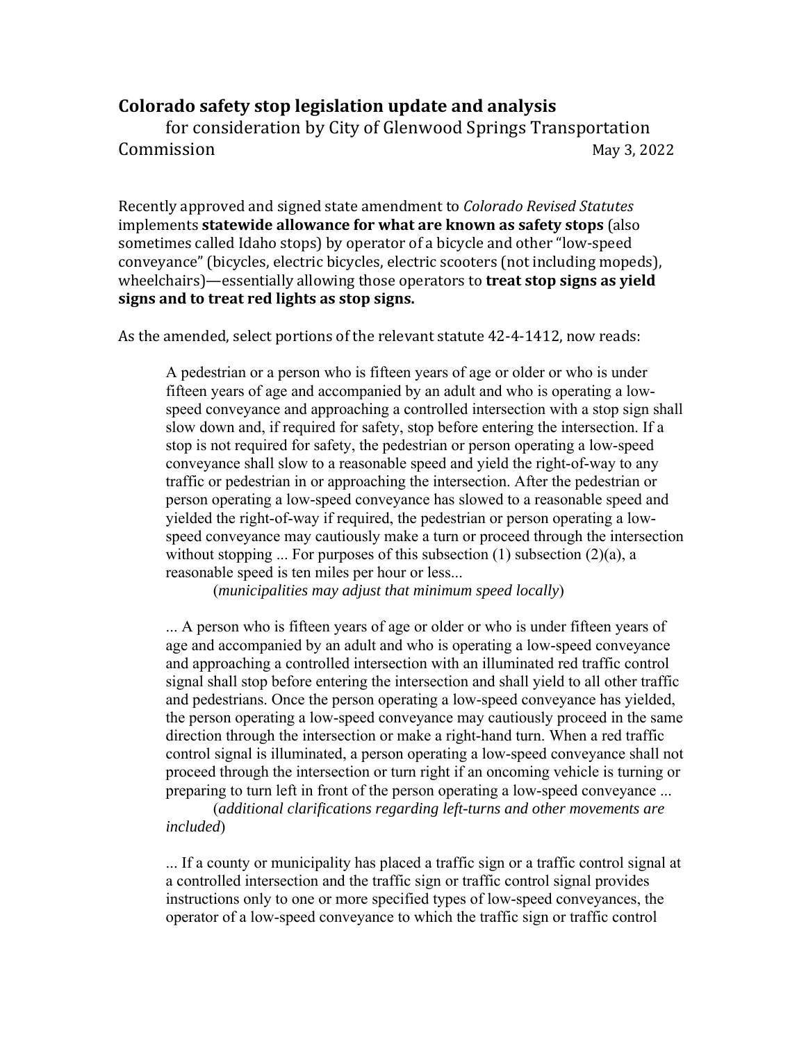## Colorado safety stop legislation update and analysis

for consideration by City of Glenwood Springs Transportation Commission May 3, 2022

Recently approved and signed state amendment to *Colorado Revised Statutes* implements **statewide allowance for what are known as safety stops** (also sometimes called Idaho stops) by operator of a bicycle and other "low-speed conveyance" (bicycles, electric bicycles, electric scooters (not including mopeds), wheelchairs)—essentially allowing those operators to **treat stop signs as yield signs and to treat red lights as stop signs.**

As the amended, select portions of the relevant statute 42-4-1412, now reads:

> A pedestrian or a person who is fifteen years of age or older or who is under fifteen years of age and accompanied by an adult and who is operating a low-speed conveyance and approaching a controlled intersection with a stop sign shall slow down and, if required for safety, stop before entering the intersection. If a stop is not required for safety, the pedestrian or person operating a low-speed conveyance shall slow to a reasonable speed and yield the right-of-way to any traffic or pedestrian in or approaching the intersection. After the pedestrian or person operating a low-speed conveyance has slowed to a reasonable speed and yielded the right-of-way if required, the pedestrian or person operating a low-speed conveyance may cautiously make a turn or proceed through the intersection without stopping ... For purposes of this subsection (1) subsection (2)(a), a reasonable speed is ten miles per hour or less...
>
> (*municipalities may adjust that minimum speed locally*)
>
> ... A person who is fifteen years of age or older or who is under fifteen years of age and accompanied by an adult and who is operating a low-speed conveyance and approaching a controlled intersection with an illuminated red traffic control signal shall stop before entering the intersection and shall yield to all other traffic and pedestrians. Once the person operating a low-speed conveyance has yielded, the person operating a low-speed conveyance may cautiously proceed in the same direction through the intersection or make a right-hand turn. When a red traffic control signal is illuminated, a person operating a low-speed conveyance shall not proceed through the intersection or turn right if an oncoming vehicle is turning or preparing to turn left in front of the person operating a low-speed conveyance ...
>
> (*additional clarifications regarding left-turns and other movements are included*)
>
> ... If a county or municipality has placed a traffic sign or a traffic control signal at a controlled intersection and the traffic sign or traffic control signal provides instructions only to one or more specified types of low-speed conveyances, the operator of a low-speed conveyance to which the traffic sign or traffic control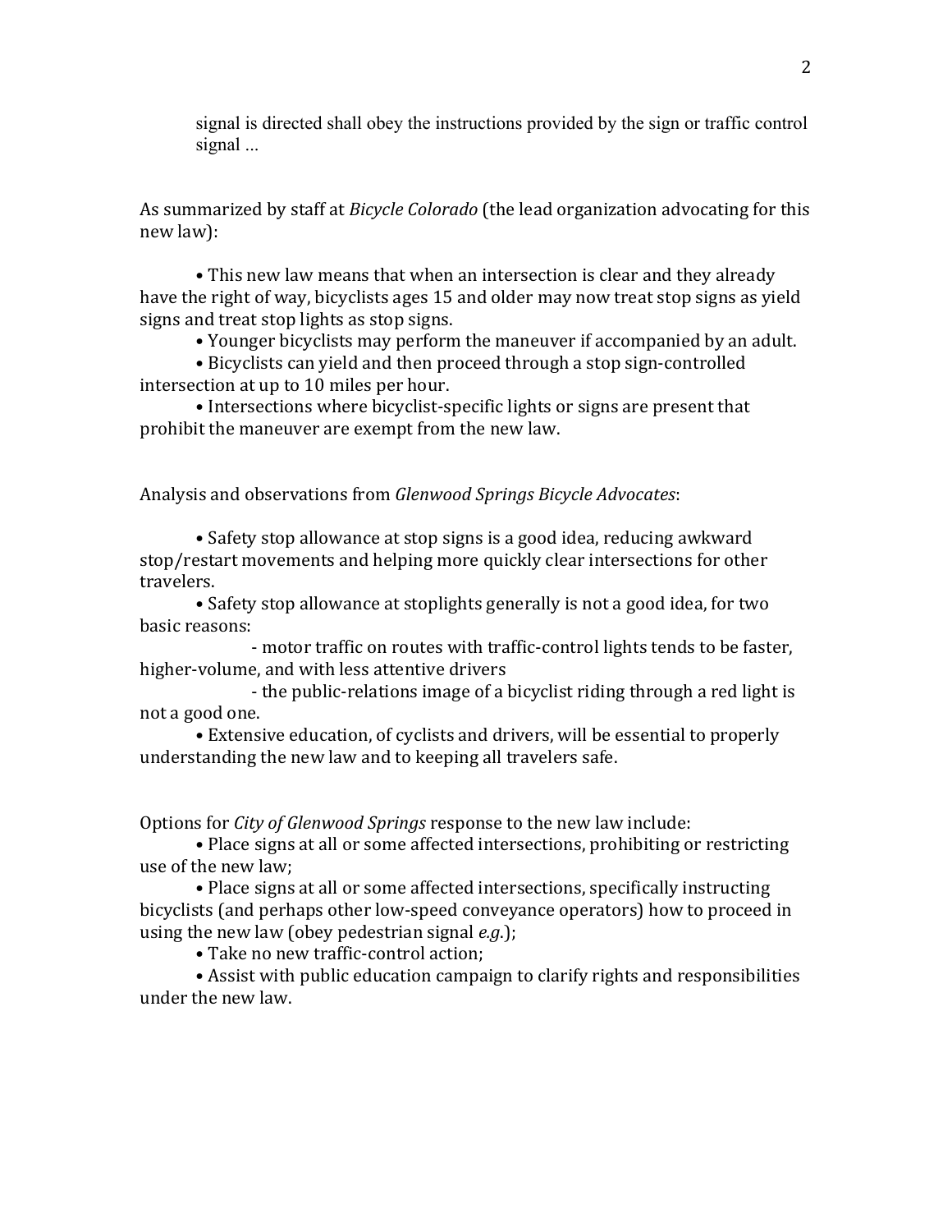> signal is directed shall obey the instructions provided by the sign or traffic control signal …

As summarized by staff at *Bicycle Colorado* (the lead organization advocating for this new law):

- This new law means that when an intersection is clear and they already have the right of way, bicyclists ages 15 and older may now treat stop signs as yield signs and treat stop lights as stop signs.
- Younger bicyclists may perform the maneuver if accompanied by an adult.
- Bicyclists can yield and then proceed through a stop sign-controlled intersection at up to 10 miles per hour.
- Intersections where bicyclist-specific lights or signs are present that prohibit the maneuver are exempt from the new law.

Analysis and observations from *Glenwood Springs Bicycle Advocates*:

- Safety stop allowance at stop signs is a good idea, reducing awkward stop/restart movements and helping more quickly clear intersections for other travelers.
- Safety stop allowance at stoplights generally is not a good idea, for two basic reasons:
  - motor traffic on routes with traffic-control lights tends to be faster, higher-volume, and with less attentive drivers
  - the public-relations image of a bicyclist riding through a red light is not a good one.
- Extensive education, of cyclists and drivers, will be essential to properly understanding the new law and to keeping all travelers safe.

Options for *City of Glenwood Springs* response to the new law include:

- Place signs at all or some affected intersections, prohibiting or restricting use of the new law;
- Place signs at all or some affected intersections, specifically instructing bicyclists (and perhaps other low-speed conveyance operators) how to proceed in using the new law (obey pedestrian signal *e.g.*);
- Take no new traffic-control action;
- Assist with public education campaign to clarify rights and responsibilities under the new law.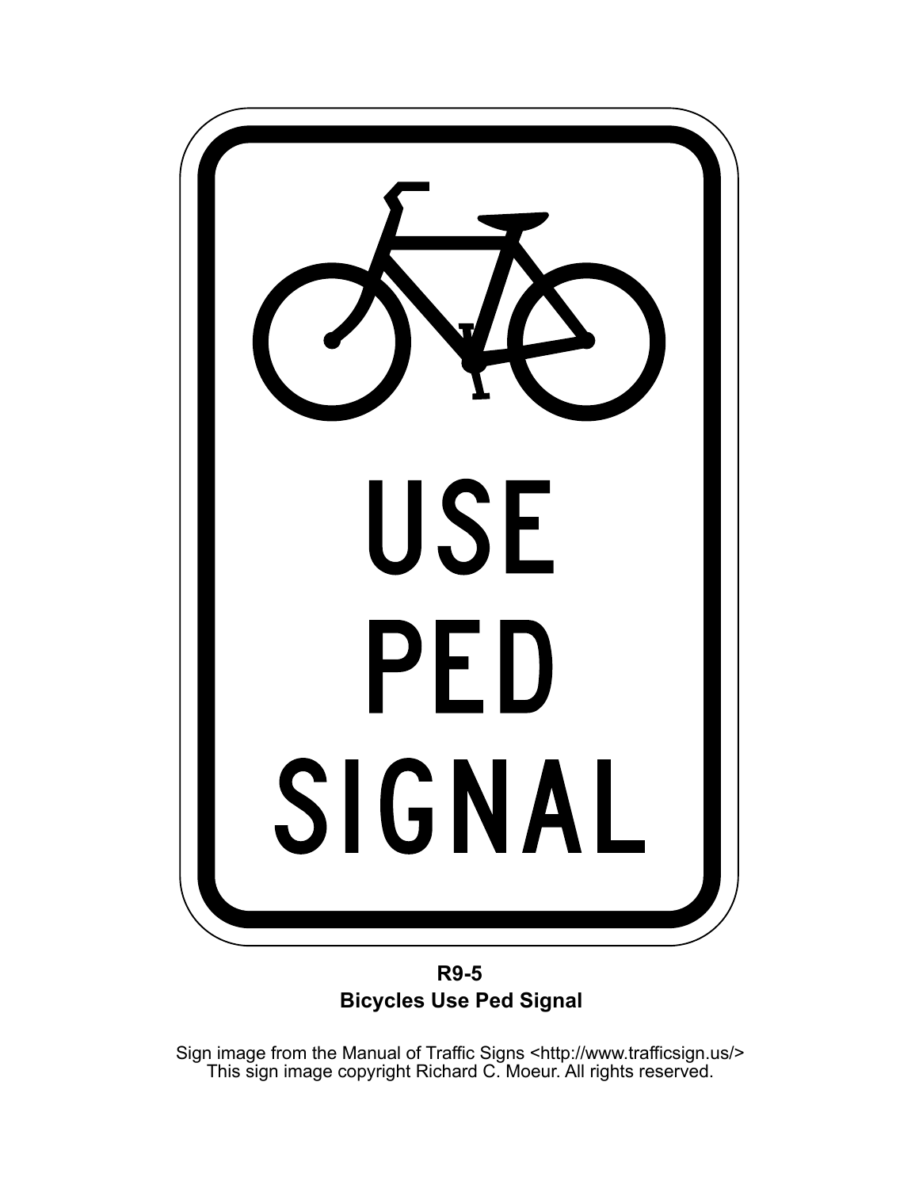USE
PED
SIGNAL

**R9-5**
**Bicycles Use Ped Signal**

Sign image from the Manual of Traffic Signs <http://www.trafficsign.us/>
This sign image copyright Richard C. Moeur. All rights reserved.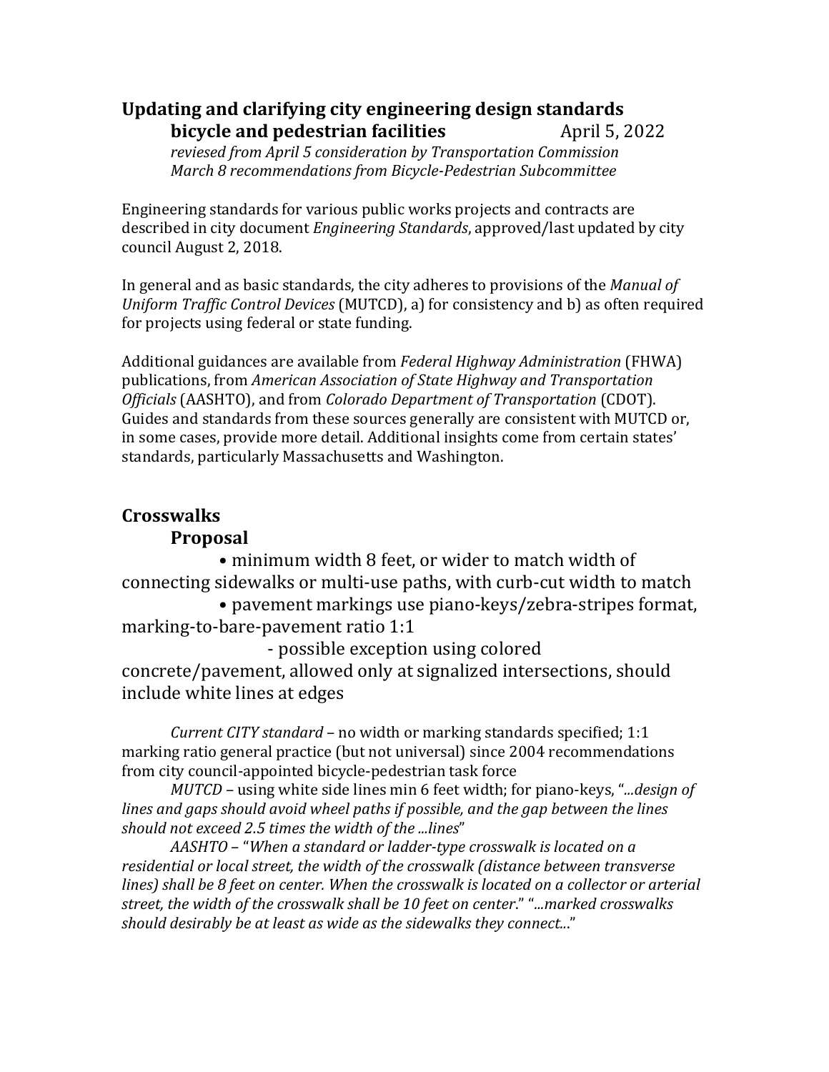# Updating and clarifying city engineering design standards

## bicycle and pedestrian facilities April 5, 2022

*reviesed from April 5 consideration by Transportation Commission*
*March 8 recommendations from Bicycle-Pedestrian Subcommittee*

Engineering standards for various public works projects and contracts are described in city document *Engineering Standards*, approved/last updated by city council August 2, 2018.

In general and as basic standards, the city adheres to provisions of the *Manual of Uniform Traffic Control Devices* (MUTCD), a) for consistency and b) as often required for projects using federal or state funding.

Additional guidances are available from *Federal Highway Administration* (FHWA) publications, from *American Association of State Highway and Transportation Officials* (AASHTO), and from *Colorado Department of Transportation* (CDOT). Guides and standards from these sources generally are consistent with MUTCD or, in some cases, provide more detail. Additional insights come from certain states' standards, particularly Massachusetts and Washington.

## Crosswalks

### Proposal

- minimum width 8 feet, or wider to match width of connecting sidewalks or multi-use paths, with curb-cut width to match
- pavement markings use piano-keys/zebra-stripes format, marking-to-bare-pavement ratio 1:1
  - possible exception using colored concrete/pavement, allowed only at signalized intersections, should include white lines at edges

*Current CITY standard* – no width or marking standards specified; 1:1 marking ratio general practice (but not universal) since 2004 recommendations from city council-appointed bicycle-pedestrian task force

*MUTCD* – using white side lines min 6 feet width; for piano-keys, "*...design of lines and gaps should avoid wheel paths if possible, and the gap between the lines should not exceed 2.5 times the width of the ...lines*"

*AASHTO* – "*When a standard or ladder-type crosswalk is located on a residential or local street, the width of the crosswalk (distance between transverse lines) shall be 8 feet on center. When the crosswalk is located on a collector or arterial street, the width of the crosswalk shall be 10 feet on center.*" "*...marked crosswalks should desirably be at least as wide as the sidewalks they connect...*"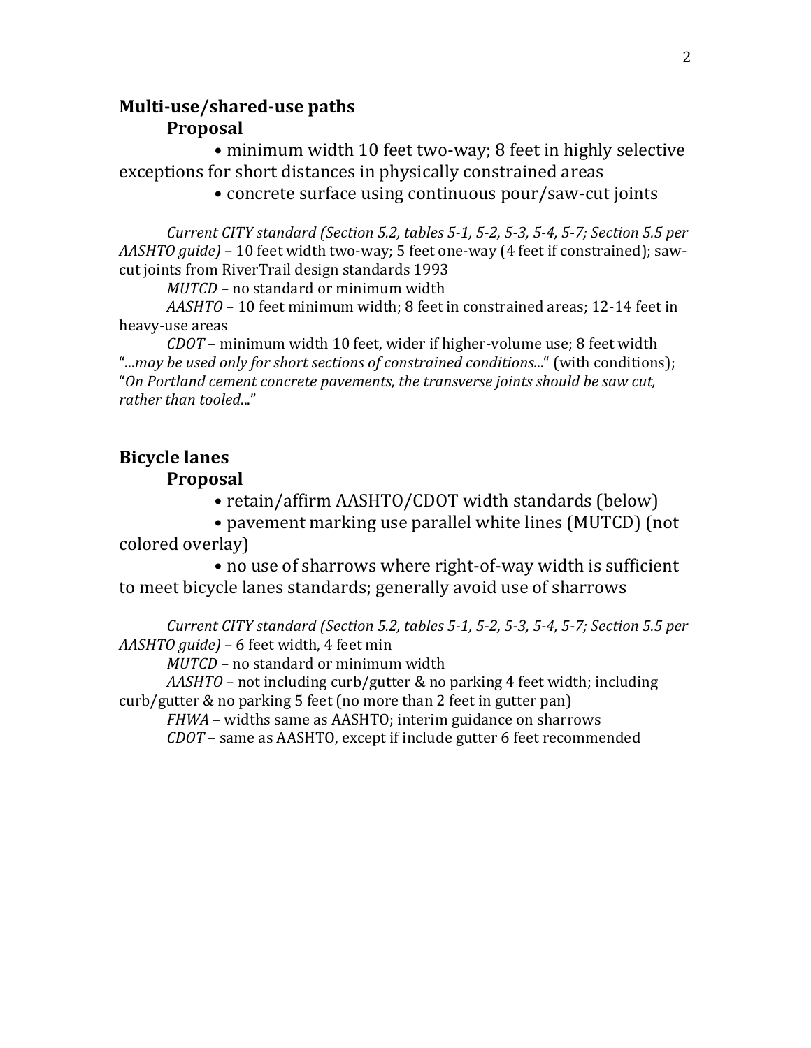## Multi-use/shared-use paths

### Proposal

- minimum width 10 feet two-way; 8 feet in highly selective exceptions for short distances in physically constrained areas
- concrete surface using continuous pour/saw-cut joints

*Current CITY standard (Section 5.2, tables 5-1, 5-2, 5-3, 5-4, 5-7; Section 5.5 per AASHTO guide)* – 10 feet width two-way; 5 feet one-way (4 feet if constrained); saw-cut joints from RiverTrail design standards 1993

*MUTCD* – no standard or minimum width

*AASHTO* – 10 feet minimum width; 8 feet in constrained areas; 12-14 feet in heavy-use areas

*CDOT* – minimum width 10 feet, wider if higher-volume use; 8 feet width "...*may be used only for short sections of constrained conditions...*" (with conditions); "*On Portland cement concrete pavements, the transverse joints should be saw cut, rather than tooled...*"

## Bicycle lanes

### Proposal

- retain/affirm AASHTO/CDOT width standards (below)
- pavement marking use parallel white lines (MUTCD) (not colored overlay)
- no use of sharrows where right-of-way width is sufficient to meet bicycle lanes standards; generally avoid use of sharrows

*Current CITY standard (Section 5.2, tables 5-1, 5-2, 5-3, 5-4, 5-7; Section 5.5 per AASHTO guide)* – 6 feet width, 4 feet min

*MUTCD* – no standard or minimum width

*AASHTO* – not including curb/gutter & no parking 4 feet width; including curb/gutter & no parking 5 feet (no more than 2 feet in gutter pan)

*FHWA* – widths same as AASHTO; interim guidance on sharrows

*CDOT* – same as AASHTO, except if include gutter 6 feet recommended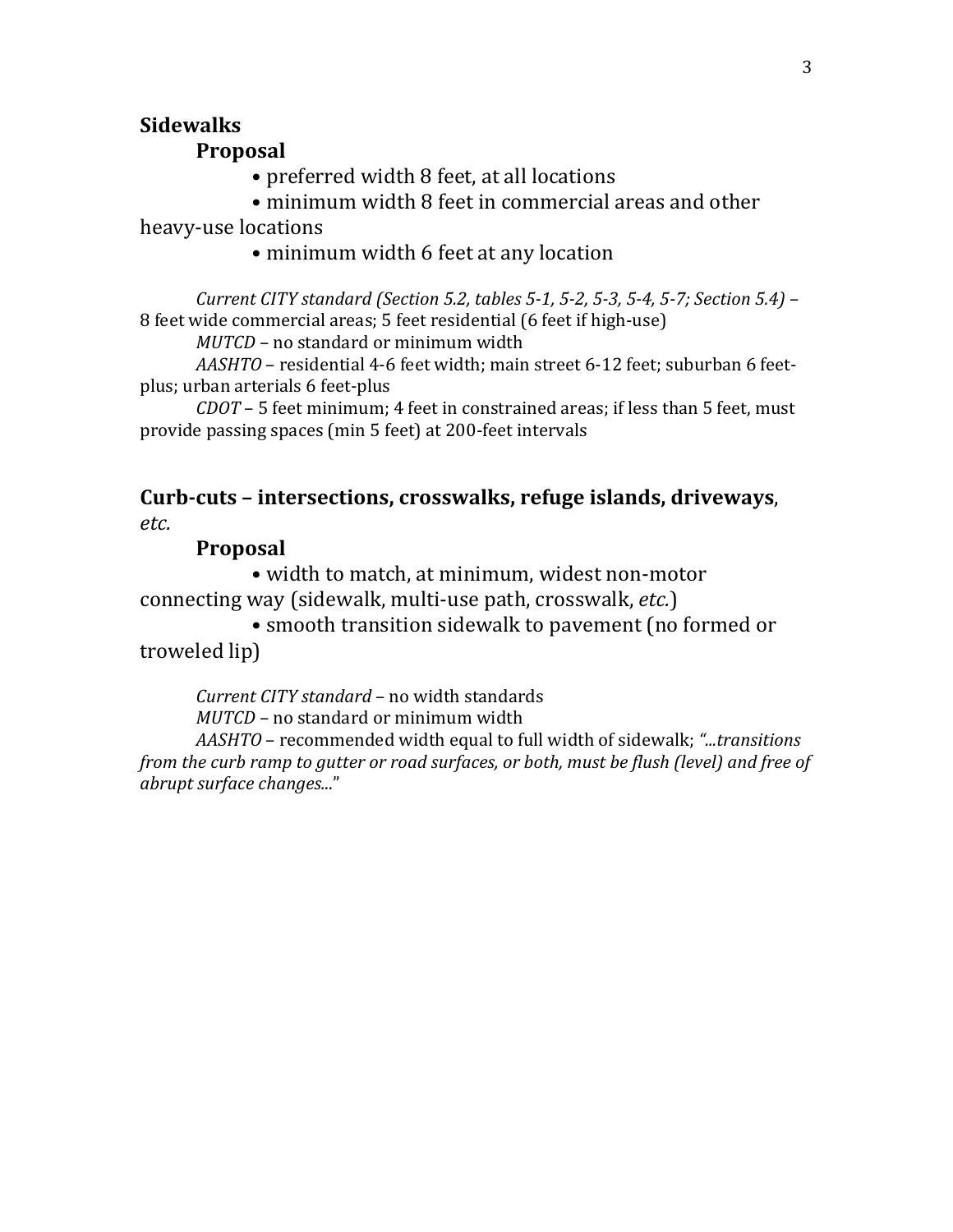## Sidewalks

### Proposal

- preferred width 8 feet, at all locations
- minimum width 8 feet in commercial areas and other heavy-use locations
- minimum width 6 feet at any location

*Current CITY standard (Section 5.2, tables 5-1, 5-2, 5-3, 5-4, 5-7; Section 5.4)* – 8 feet wide commercial areas; 5 feet residential (6 feet if high-use)

*MUTCD* – no standard or minimum width

*AASHTO* – residential 4-6 feet width; main street 6-12 feet; suburban 6 feet-plus; urban arterials 6 feet-plus

*CDOT* – 5 feet minimum; 4 feet in constrained areas; if less than 5 feet, must provide passing spaces (min 5 feet) at 200-feet intervals

## Curb-cuts – intersections, crosswalks, refuge islands, driveways, *etc.*

### Proposal

- width to match, at minimum, widest non-motor connecting way (sidewalk, multi-use path, crosswalk, *etc.*)
- smooth transition sidewalk to pavement (no formed or troweled lip)

*Current CITY standard* – no width standards

*MUTCD* – no standard or minimum width

*AASHTO* – recommended width equal to full width of sidewalk; *"...transitions from the curb ramp to gutter or road surfaces, or both, must be flush (level) and free of abrupt surface changes...*"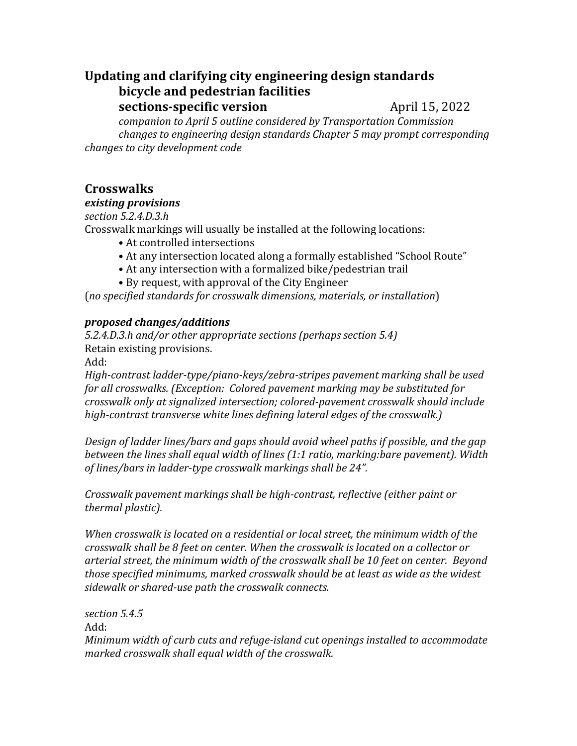## Updating and clarifying city engineering design standards
### bicycle and pedestrian facilities
### sections-specific version

April 15, 2022

*companion to April 5 outline considered by Transportation Commission*

*changes to engineering design standards Chapter 5 may prompt corresponding changes to city development code*

## Crosswalks

***existing provisions***

*section 5.2.4.D.3.h*

Crosswalk markings will usually be installed at the following locations:

- At controlled intersections
- At any intersection located along a formally established "School Route"
- At any intersection with a formalized bike/pedestrian trail
- By request, with approval of the City Engineer

(*no specified standards for crosswalk dimensions, materials, or installation*)

***proposed changes/additions***

*5.2.4.D.3.h and/or other appropriate sections (perhaps section 5.4)*

Retain existing provisions.

Add:

*High-contrast ladder-type/piano-keys/zebra-stripes pavement marking shall be used for all crosswalks. (Exception: Colored pavement marking may be substituted for crosswalk only at signalized intersection; colored-pavement crosswalk should include high-contrast transverse white lines defining lateral edges of the crosswalk.)*

*Design of ladder lines/bars and gaps should avoid wheel paths if possible, and the gap between the lines shall equal width of lines (1:1 ratio, marking:bare pavement). Width of lines/bars in ladder-type crosswalk markings shall be 24".*

*Crosswalk pavement markings shall be high-contrast, reflective (either paint or thermal plastic).*

*When crosswalk is located on a residential or local street, the minimum width of the crosswalk shall be 8 feet on center. When the crosswalk is located on a collector or arterial street, the minimum width of the crosswalk shall be 10 feet on center. Beyond those specified minimums, marked crosswalk should be at least as wide as the widest sidewalk or shared-use path the crosswalk connects.*

*section 5.4.5*

Add:

*Minimum width of curb cuts and refuge-island cut openings installed to accommodate marked crosswalk shall equal width of the crosswalk.*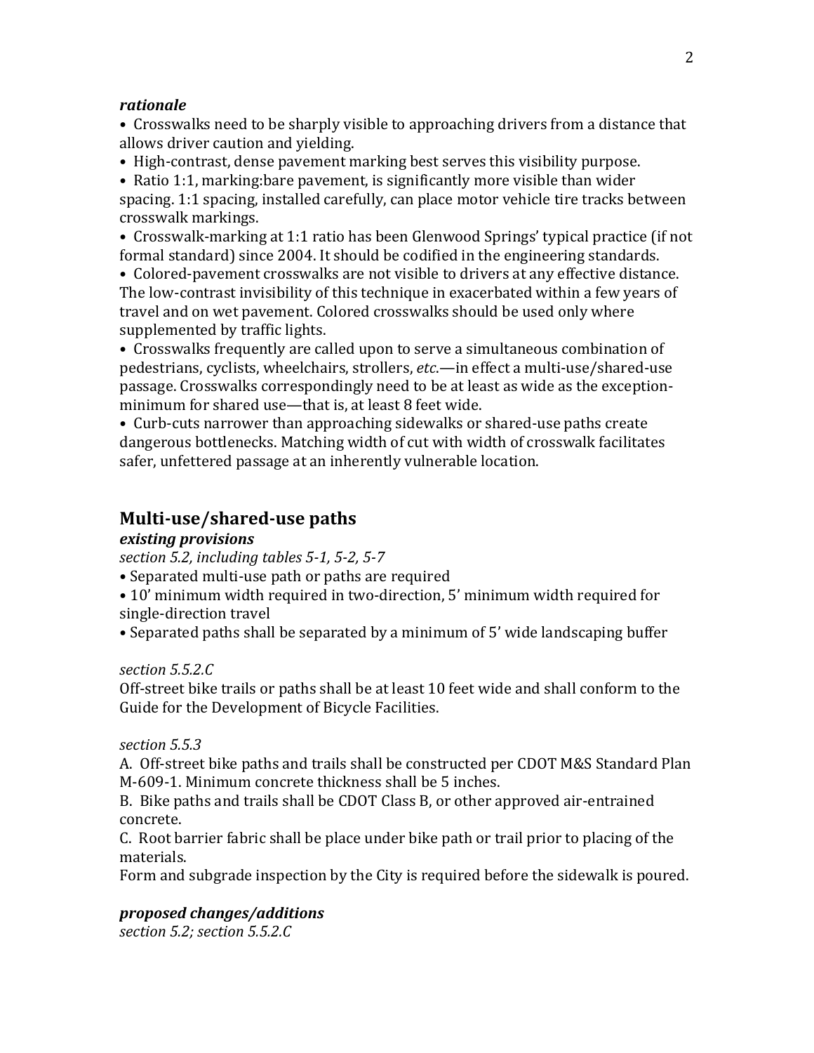***rationale***

• Crosswalks need to be sharply visible to approaching drivers from a distance that allows driver caution and yielding.
• High-contrast, dense pavement marking best serves this visibility purpose.
• Ratio 1:1, marking:bare pavement, is significantly more visible than wider spacing. 1:1 spacing, installed carefully, can place motor vehicle tire tracks between crosswalk markings.
• Crosswalk-marking at 1:1 ratio has been Glenwood Springs' typical practice (if not formal standard) since 2004. It should be codified in the engineering standards.
• Colored-pavement crosswalks are not visible to drivers at any effective distance. The low-contrast invisibility of this technique in exacerbated within a few years of travel and on wet pavement. Colored crosswalks should be used only where supplemented by traffic lights.
• Crosswalks frequently are called upon to serve a simultaneous combination of pedestrians, cyclists, wheelchairs, strollers, *etc*.—in effect a multi-use/shared-use passage. Crosswalks correspondingly need to be at least as wide as the exception-minimum for shared use—that is, at least 8 feet wide.
• Curb-cuts narrower than approaching sidewalks or shared-use paths create dangerous bottlenecks. Matching width of cut with width of crosswalk facilitates safer, unfettered passage at an inherently vulnerable location.

## Multi-use/shared-use paths

***existing provisions***

*section 5.2, including tables 5-1, 5-2, 5-7*

• Separated multi-use path or paths are required
• 10' minimum width required in two-direction, 5' minimum width required for single-direction travel
• Separated paths shall be separated by a minimum of 5' wide landscaping buffer

*section 5.5.2.C*

Off-street bike trails or paths shall be at least 10 feet wide and shall conform to the Guide for the Development of Bicycle Facilities.

*section 5.5.3*

A. Off-street bike paths and trails shall be constructed per CDOT M&S Standard Plan M-609-1. Minimum concrete thickness shall be 5 inches.
B. Bike paths and trails shall be CDOT Class B, or other approved air-entrained concrete.
C. Root barrier fabric shall be place under bike path or trail prior to placing of the materials.
Form and subgrade inspection by the City is required before the sidewalk is poured.

***proposed changes/additions***

*section 5.2; section 5.5.2.C*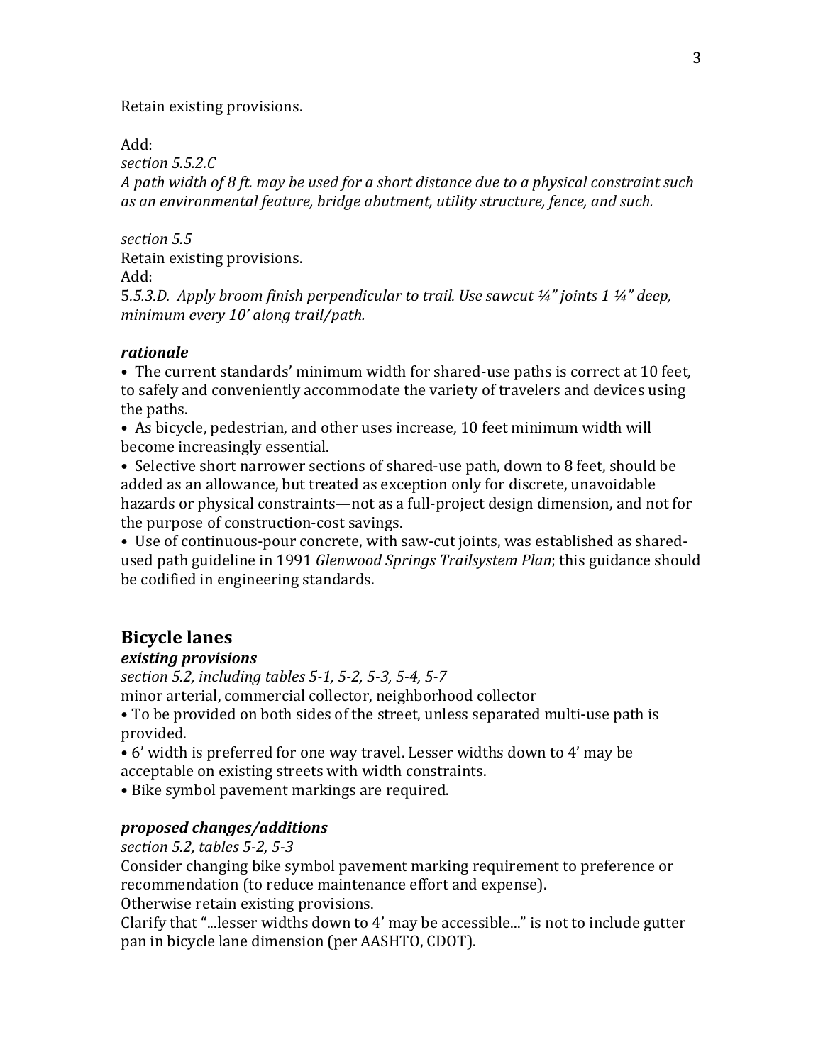Retain existing provisions.

Add:
*section 5.5.2.C*
*A path width of 8 ft. may be used for a short distance due to a physical constraint such as an environmental feature, bridge abutment, utility structure, fence, and such.*

*section 5.5*
Retain existing provisions.
Add:
5*.5.3.D. Apply broom finish perpendicular to trail. Use sawcut ¼" joints 1 ¼" deep, minimum every 10' along trail/path.*

***rationale***

• The current standards' minimum width for shared-use paths is correct at 10 feet, to safely and conveniently accommodate the variety of travelers and devices using the paths.
• As bicycle, pedestrian, and other uses increase, 10 feet minimum width will become increasingly essential.
• Selective short narrower sections of shared-use path, down to 8 feet, should be added as an allowance, but treated as exception only for discrete, unavoidable hazards or physical constraints—not as a full-project design dimension, and not for the purpose of construction-cost savings.
• Use of continuous-pour concrete, with saw-cut joints, was established as shared-used path guideline in 1991 *Glenwood Springs Trailsystem Plan*; this guidance should be codified in engineering standards.

## Bicycle lanes

***existing provisions***

*section 5.2, including tables 5-1, 5-2, 5-3, 5-4, 5-7*
minor arterial, commercial collector, neighborhood collector
• To be provided on both sides of the street, unless separated multi-use path is provided.
• 6' width is preferred for one way travel. Lesser widths down to 4' may be acceptable on existing streets with width constraints.
• Bike symbol pavement markings are required.

***proposed changes/additions***

*section 5.2, tables 5-2, 5-3*
Consider changing bike symbol pavement marking requirement to preference or recommendation (to reduce maintenance effort and expense).
Otherwise retain existing provisions.
Clarify that "...lesser widths down to 4' may be accessible..." is not to include gutter pan in bicycle lane dimension (per AASHTO, CDOT).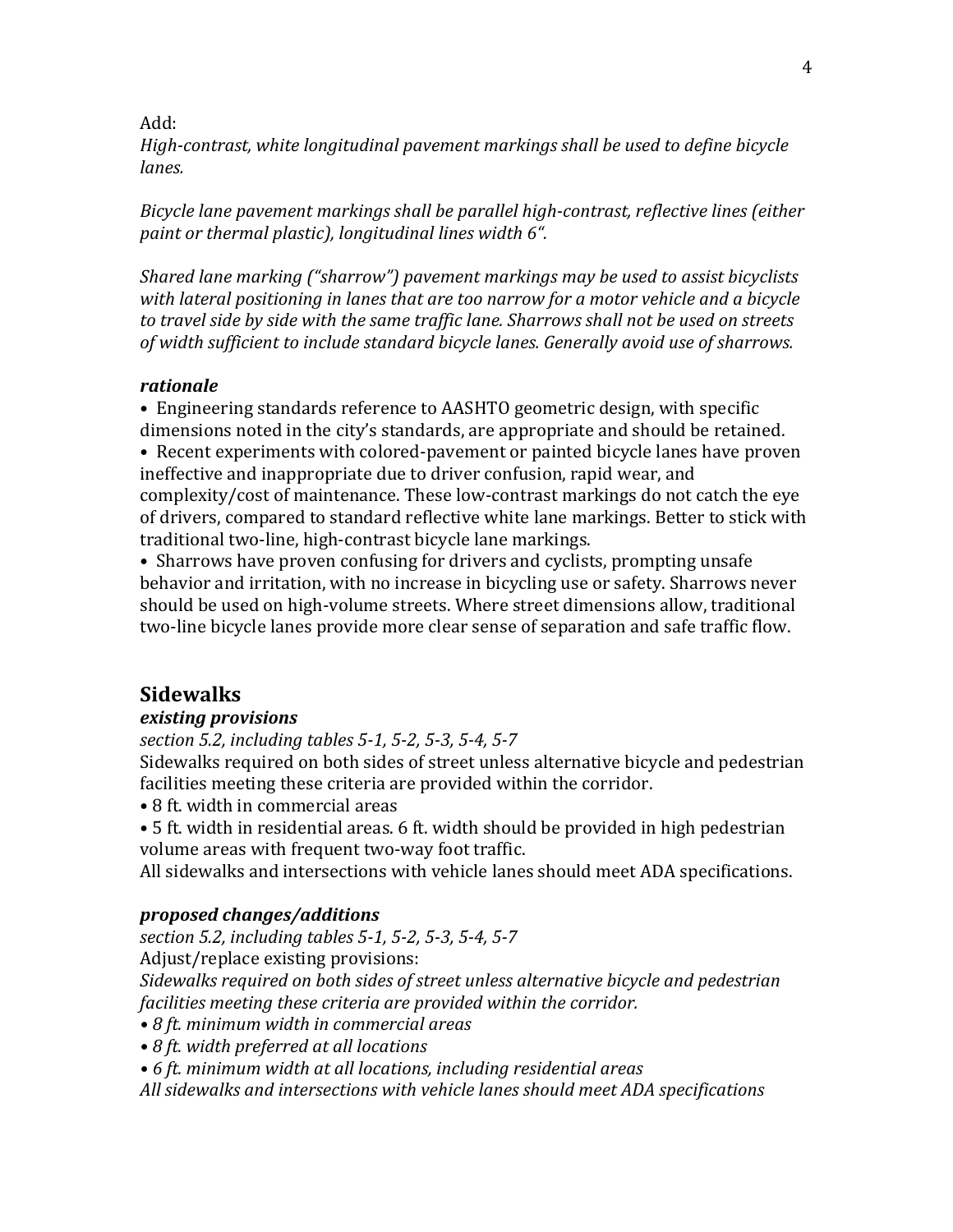Add:
*High-contrast, white longitudinal pavement markings shall be used to define bicycle lanes.*

*Bicycle lane pavement markings shall be parallel high-contrast, reflective lines (either paint or thermal plastic), longitudinal lines width 6".*

*Shared lane marking ("sharrow") pavement markings may be used to assist bicyclists with lateral positioning in lanes that are too narrow for a motor vehicle and a bicycle to travel side by side with the same traffic lane. Sharrows shall not be used on streets of width sufficient to include standard bicycle lanes. Generally avoid use of sharrows.*

***rationale***

- Engineering standards reference to AASHTO geometric design, with specific dimensions noted in the city's standards, are appropriate and should be retained.
- Recent experiments with colored-pavement or painted bicycle lanes have proven ineffective and inappropriate due to driver confusion, rapid wear, and complexity/cost of maintenance. These low-contrast markings do not catch the eye of drivers, compared to standard reflective white lane markings. Better to stick with traditional two-line, high-contrast bicycle lane markings.
- Sharrows have proven confusing for drivers and cyclists, prompting unsafe behavior and irritation, with no increase in bicycling use or safety. Sharrows never should be used on high-volume streets. Where street dimensions allow, traditional two-line bicycle lanes provide more clear sense of separation and safe traffic flow.

## Sidewalks

***existing provisions***

*section 5.2, including tables 5-1, 5-2, 5-3, 5-4, 5-7*

Sidewalks required on both sides of street unless alternative bicycle and pedestrian facilities meeting these criteria are provided within the corridor.

- 8 ft. width in commercial areas
- 5 ft. width in residential areas. 6 ft. width should be provided in high pedestrian volume areas with frequent two-way foot traffic.

All sidewalks and intersections with vehicle lanes should meet ADA specifications.

***proposed changes/additions***

*section 5.2, including tables 5-1, 5-2, 5-3, 5-4, 5-7*

Adjust/replace existing provisions:

*Sidewalks required on both sides of street unless alternative bicycle and pedestrian facilities meeting these criteria are provided within the corridor.*

- *8 ft. minimum width in commercial areas*
- *8 ft. width preferred at all locations*
- *6 ft. minimum width at all locations, including residential areas*

*All sidewalks and intersections with vehicle lanes should meet ADA specifications*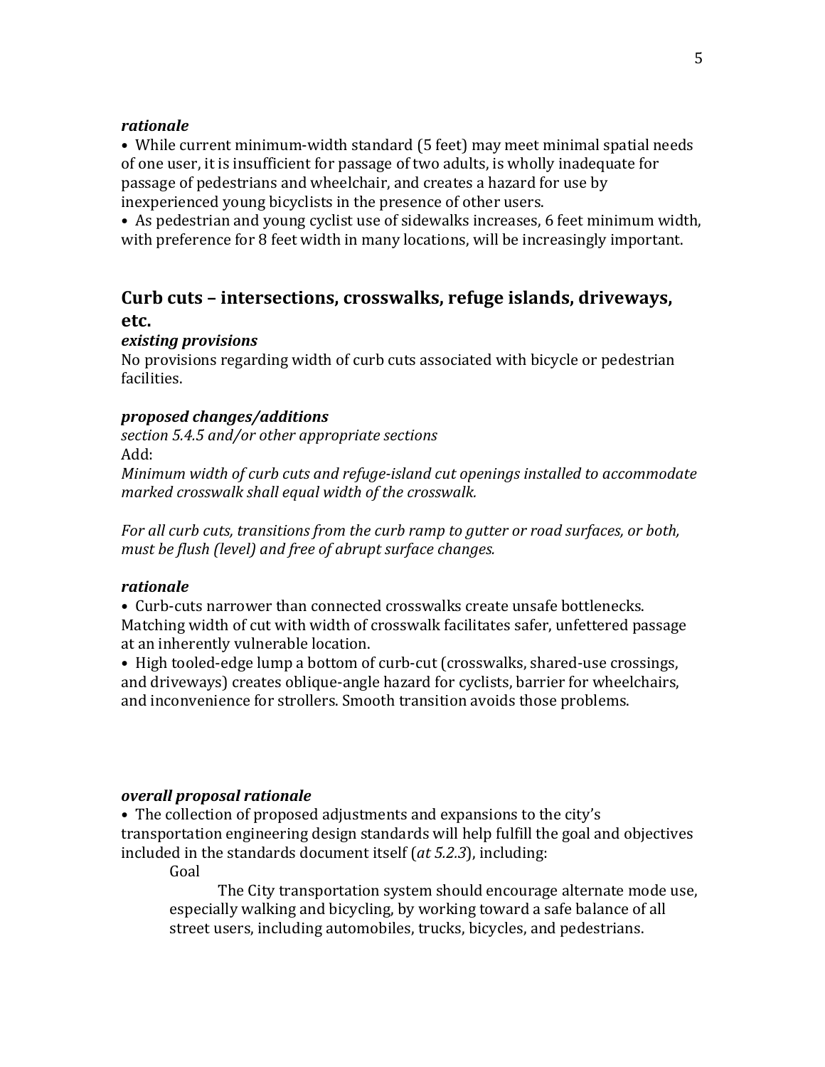***rationale***

• While current minimum-width standard (5 feet) may meet minimal spatial needs of one user, it is insufficient for passage of two adults, is wholly inadequate for passage of pedestrians and wheelchair, and creates a hazard for use by inexperienced young bicyclists in the presence of other users.
• As pedestrian and young cyclist use of sidewalks increases, 6 feet minimum width, with preference for 8 feet width in many locations, will be increasingly important.

## Curb cuts – intersections, crosswalks, refuge islands, driveways, etc.

***existing provisions***

No provisions regarding width of curb cuts associated with bicycle or pedestrian facilities.

***proposed changes/additions***

*section 5.4.5 and/or other appropriate sections*
Add:
*Minimum width of curb cuts and refuge-island cut openings installed to accommodate marked crosswalk shall equal width of the crosswalk.*

*For all curb cuts, transitions from the curb ramp to gutter or road surfaces, or both, must be flush (level) and free of abrupt surface changes.*

***rationale***

• Curb-cuts narrower than connected crosswalks create unsafe bottlenecks. Matching width of cut with width of crosswalk facilitates safer, unfettered passage at an inherently vulnerable location.
• High tooled-edge lump a bottom of curb-cut (crosswalks, shared-use crossings, and driveways) creates oblique-angle hazard for cyclists, barrier for wheelchairs, and inconvenience for strollers. Smooth transition avoids those problems.

***overall proposal rationale***

• The collection of proposed adjustments and expansions to the city's transportation engineering design standards will help fulfill the goal and objectives included in the standards document itself (*at 5.2.3*), including:

> Goal
>
> The City transportation system should encourage alternate mode use, especially walking and bicycling, by working toward a safe balance of all street users, including automobiles, trucks, bicycles, and pedestrians.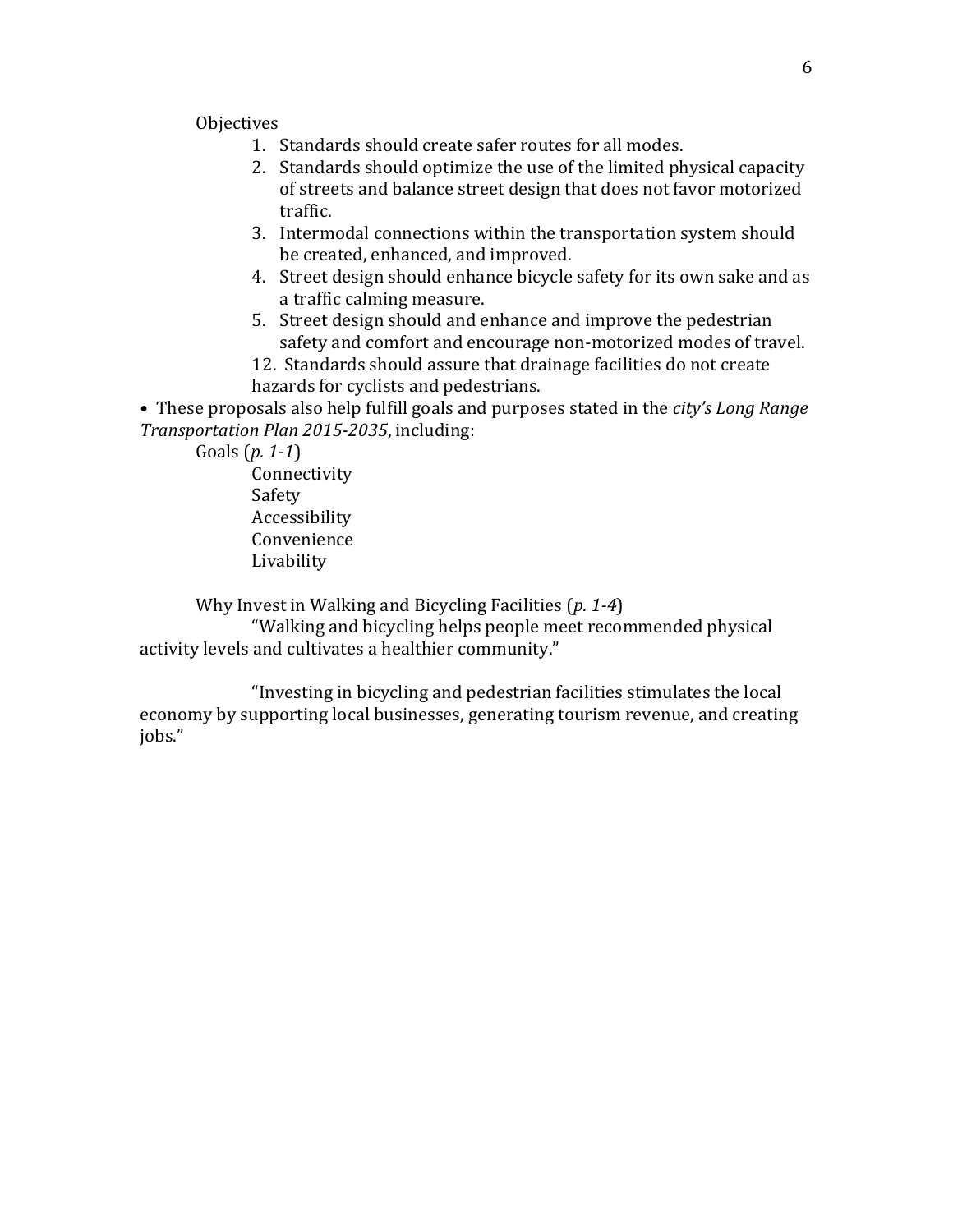Objectives

1. Standards should create safer routes for all modes.
2. Standards should optimize the use of the limited physical capacity of streets and balance street design that does not favor motorized traffic.
3. Intermodal connections within the transportation system should be created, enhanced, and improved.
4. Street design should enhance bicycle safety for its own sake and as a traffic calming measure.
5. Street design should and enhance and improve the pedestrian safety and comfort and encourage non-motorized modes of travel.

12. Standards should assure that drainage facilities do not create hazards for cyclists and pedestrians.

• These proposals also help fulfill goals and purposes stated in the *city's Long Range Transportation Plan 2015-2035*, including:

Goals (*p. 1-1*)

Connectivity
Safety
Accessibility
Convenience
Livability

Why Invest in Walking and Bicycling Facilities (*p. 1-4*)

"Walking and bicycling helps people meet recommended physical activity levels and cultivates a healthier community."

"Investing in bicycling and pedestrian facilities stimulates the local economy by supporting local businesses, generating tourism revenue, and creating jobs."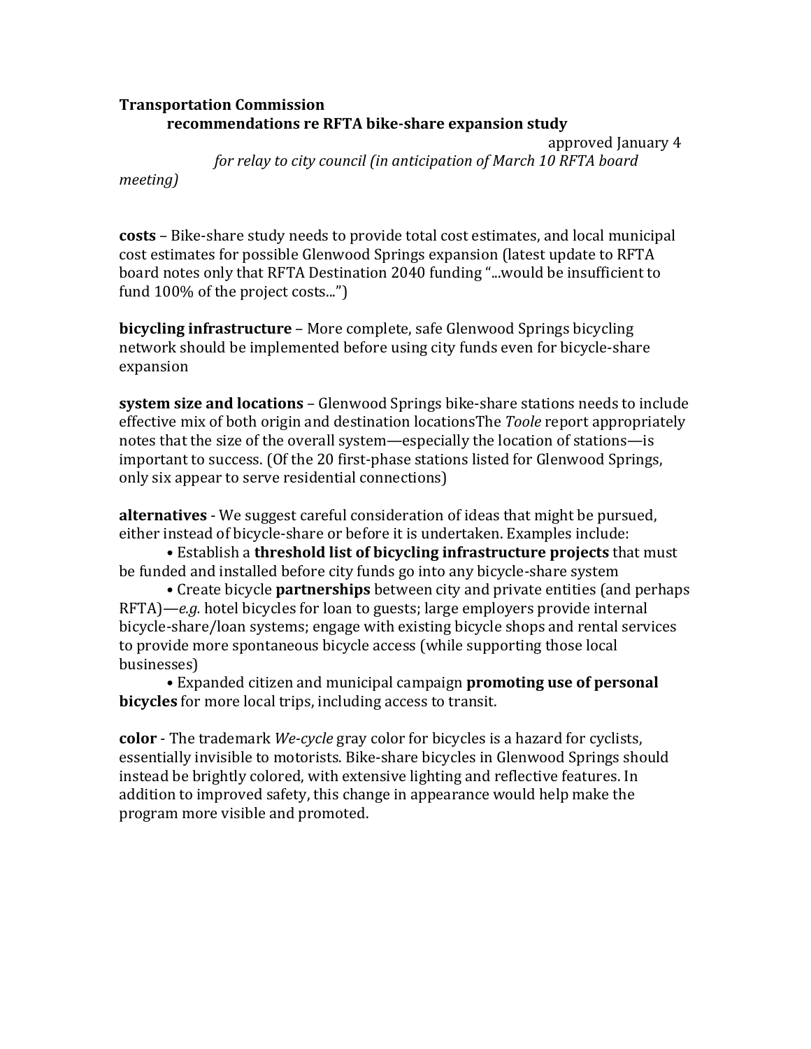**Transportation Commission**

**recommendations re RFTA bike-share expansion study**

approved January 4

*for relay to city council (in anticipation of March 10 RFTA board meeting)*

**costs** – Bike-share study needs to provide total cost estimates, and local municipal cost estimates for possible Glenwood Springs expansion (latest update to RFTA board notes only that RFTA Destination 2040 funding "...would be insufficient to fund 100% of the project costs...")

**bicycling infrastructure** – More complete, safe Glenwood Springs bicycling network should be implemented before using city funds even for bicycle-share expansion

**system size and locations** – Glenwood Springs bike-share stations needs to include effective mix of both origin and destination locationsThe *Toole* report appropriately notes that the size of the overall system—especially the location of stations—is important to success. (Of the 20 first-phase stations listed for Glenwood Springs, only six appear to serve residential connections)

**alternatives** - We suggest careful consideration of ideas that might be pursued, either instead of bicycle-share or before it is undertaken. Examples include:

- Establish a **threshold list of bicycling infrastructure projects** that must be funded and installed before city funds go into any bicycle-share system
- Create bicycle **partnerships** between city and private entities (and perhaps RFTA)—*e.g.* hotel bicycles for loan to guests; large employers provide internal bicycle-share/loan systems; engage with existing bicycle shops and rental services to provide more spontaneous bicycle access (while supporting those local businesses)
- Expanded citizen and municipal campaign **promoting use of personal bicycles** for more local trips, including access to transit.

**color** - The trademark *We-cycle* gray color for bicycles is a hazard for cyclists, essentially invisible to motorists. Bike-share bicycles in Glenwood Springs should instead be brightly colored, with extensive lighting and reflective features. In addition to improved safety, this change in appearance would help make the program more visible and promoted.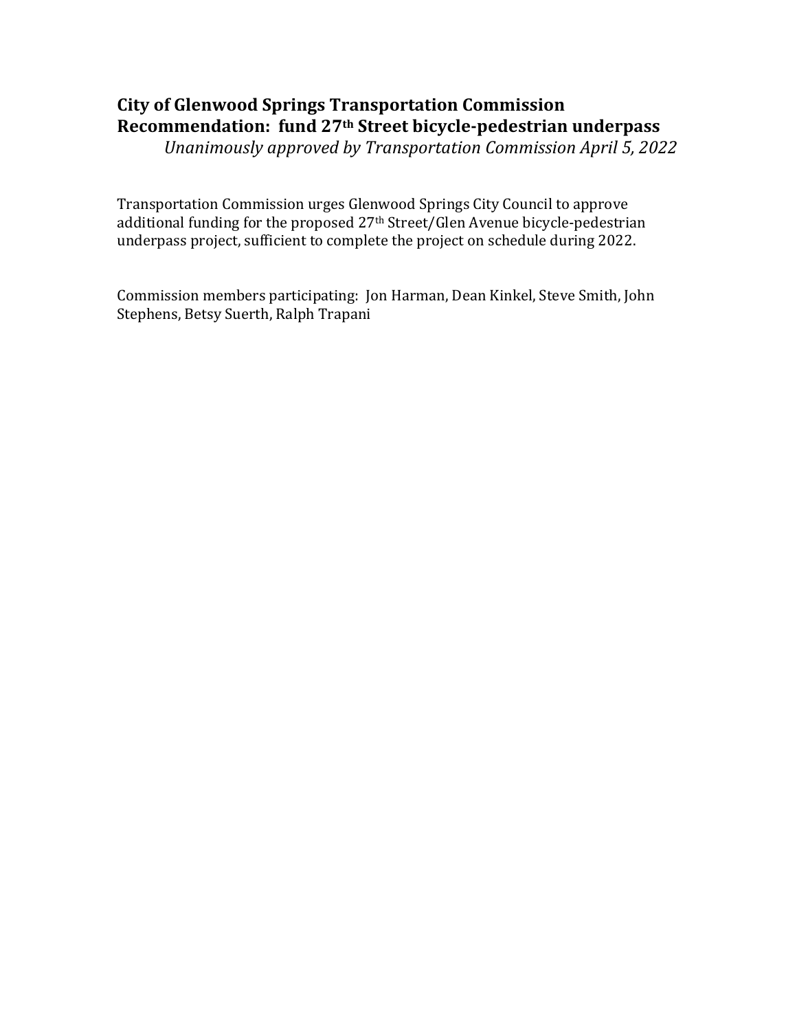**City of Glenwood Springs Transportation Commission**
**Recommendation: fund 27th Street bicycle-pedestrian underpass**
*Unanimously approved by Transportation Commission April 5, 2022*

Transportation Commission urges Glenwood Springs City Council to approve additional funding for the proposed 27th Street/Glen Avenue bicycle-pedestrian underpass project, sufficient to complete the project on schedule during 2022.

Commission members participating: Jon Harman, Dean Kinkel, Steve Smith, John Stephens, Betsy Suerth, Ralph Trapani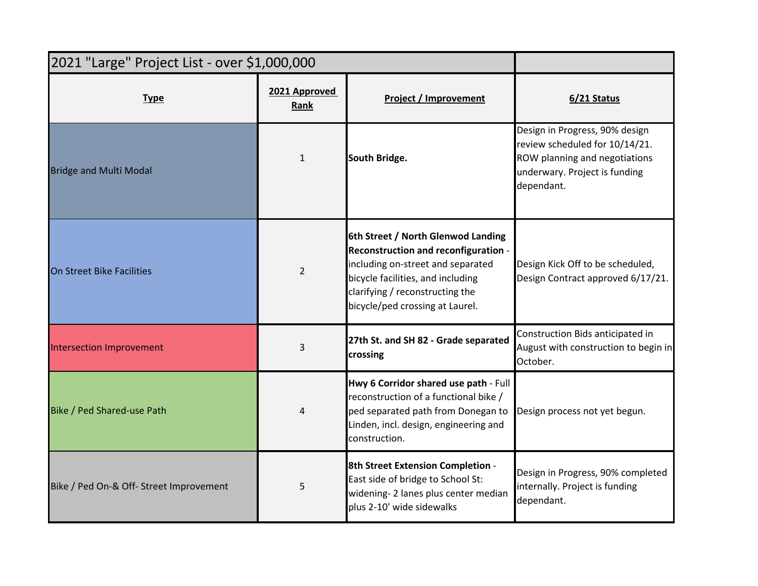| 2021 "Large" Project List - over $1,000,000 | | | |
|---|---|---|---|
| **Type** | **2021 Approved Rank** | **Project / Improvement** | **6/21 Status** |
| Bridge and Multi Modal | 1 | **South Bridge.** | Design in Progress, 90% design review scheduled for 10/14/21. ROW planning and negotiations underwary. Project is funding dependant. |
| On Street Bike Facilities | 2 | **6th Street / North Glenwod Landing Reconstruction and reconfiguration** - including on-street and separated bicycle facilities, and including clarifying / reconstructing the bicycle/ped crossing at Laurel. | Design Kick Off to be scheduled, Design Contract approved 6/17/21. |
| Intersection Improvement | 3 | **27th St. and SH 82 - Grade separated crossing** | Construction Bids anticipated in August with construction to begin in October. |
| Bike / Ped Shared-use Path | 4 | **Hwy 6 Corridor shared use path** - Full reconstruction of a functional bike / ped separated path from Donegan to Linden, incl. design, engineering and construction. | Design process not yet begun. |
| Bike / Ped On-& Off- Street Improvement | 5 | **8th Street Extension Completion** - East side of bridge to School St: widening- 2 lanes plus center median plus 2-10' wide sidewalks | Design in Progress, 90% completed internally. Project is funding dependant. |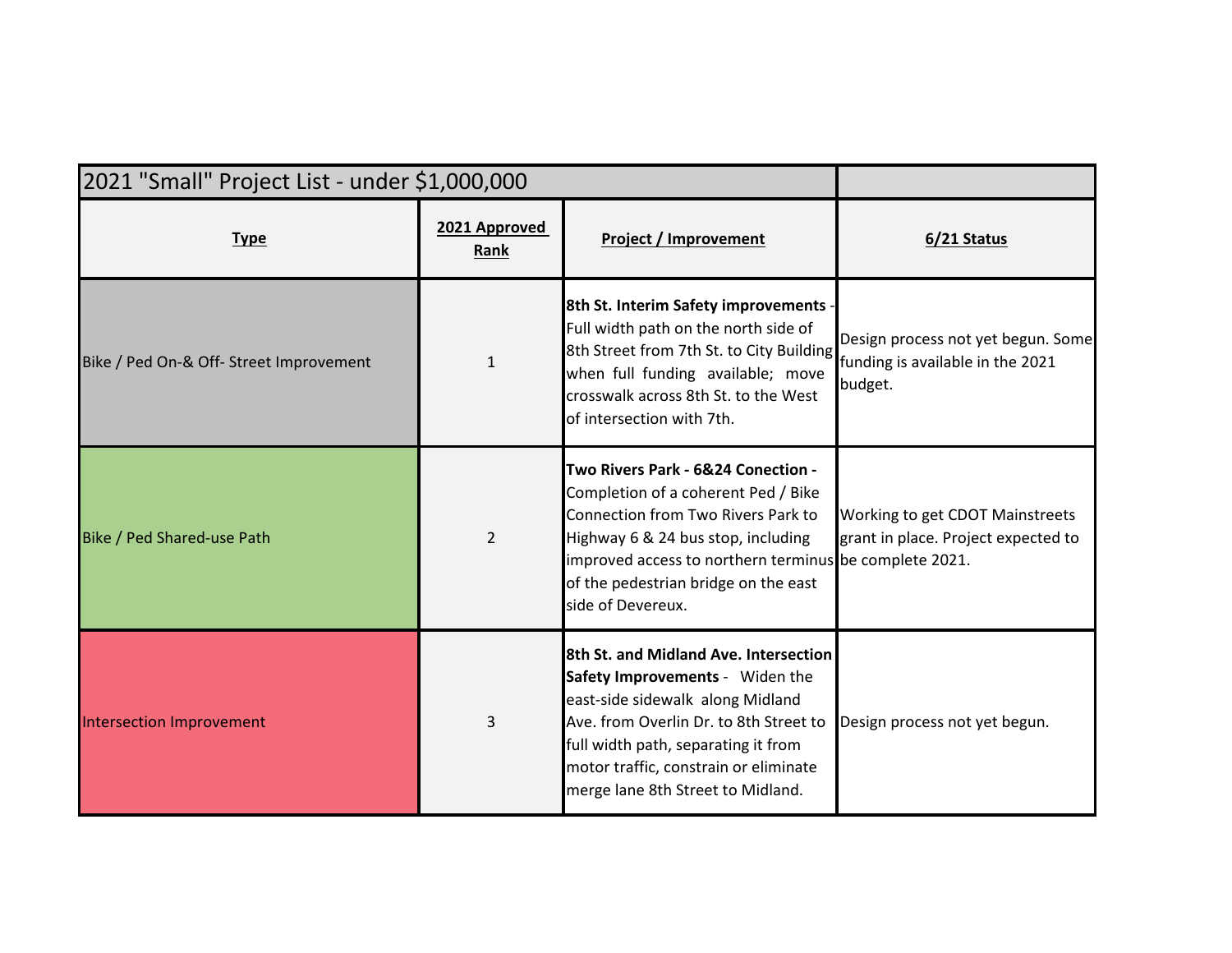| 2021 "Small" Project List - under $1,000,000 | | | |
|---|---|---|---|
| **Type** | **2021 Approved Rank** | **Project / Improvement** | **6/21 Status** |
| Bike / Ped On-& Off- Street Improvement | 1 | **8th St. Interim Safety improvements** - Full width path on the north side of 8th Street from 7th St. to City Building when full funding available; move crosswalk across 8th St. to the West of intersection with 7th. | Design process not yet begun. Some funding is available in the 2021 budget. |
| Bike / Ped Shared-use Path | 2 | **Two Rivers Park - 6&24 Conection -** Completion of a coherent Ped / Bike Connection from Two Rivers Park to Highway 6 & 24 bus stop, including improved access to northern terminus of the pedestrian bridge on the east side of Devereux. | Working to get CDOT Mainstreets grant in place. Project expected to be complete 2021. |
| Intersection Improvement | 3 | **8th St. and Midland Ave. Intersection Safety Improvements** - Widen the east-side sidewalk along Midland Ave. from Overlin Dr. to 8th Street to full width path, separating it from motor traffic, constrain or eliminate merge lane 8th Street to Midland. | Design process not yet begun. |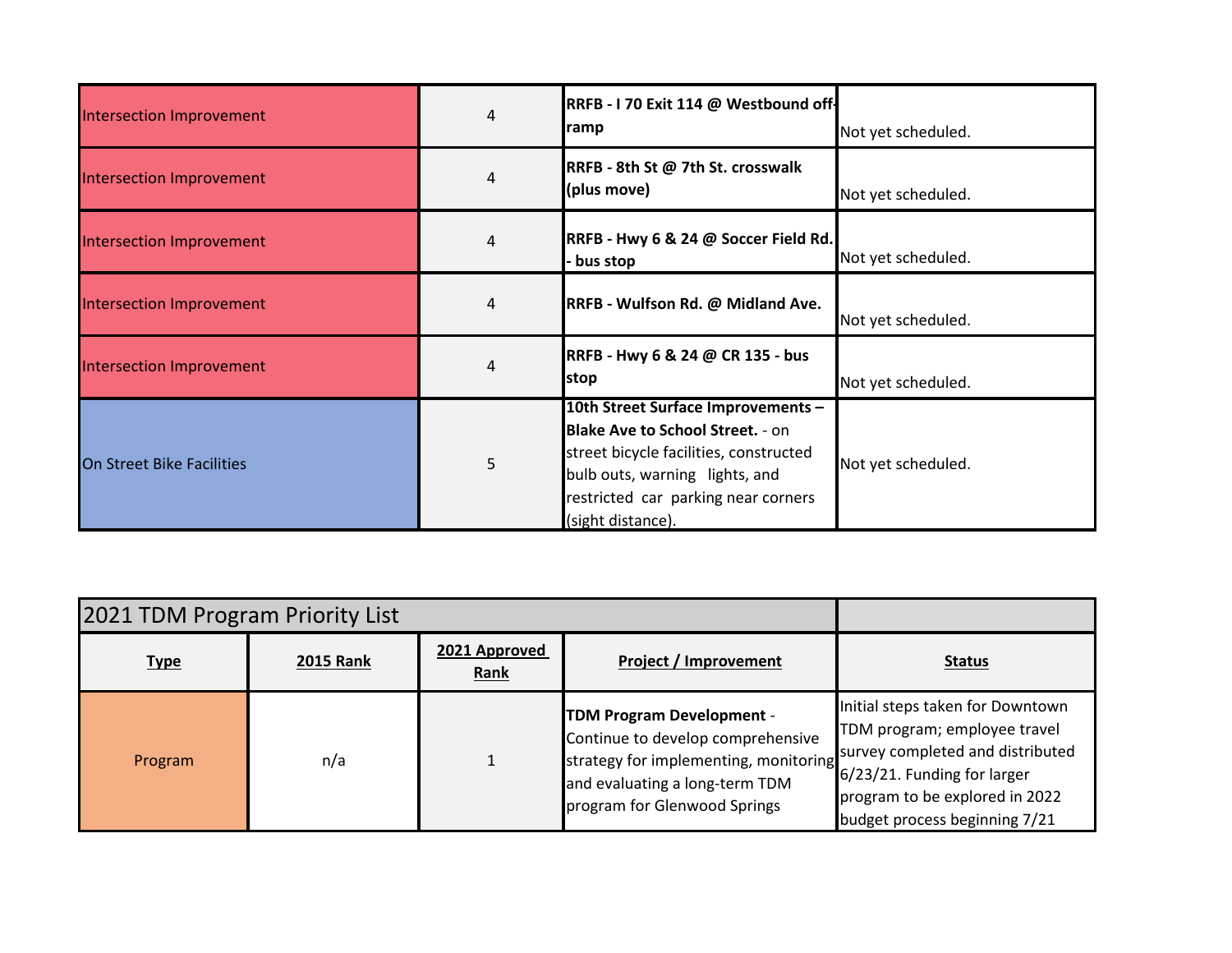| | | | |
|---|---|---|---|
| Intersection Improvement | 4 | **RRFB - I 70 Exit 114 @ Westbound off-ramp** | Not yet scheduled. |
| Intersection Improvement | 4 | **RRFB - 8th St @ 7th St. crosswalk (plus move)** | Not yet scheduled. |
| Intersection Improvement | 4 | **RRFB - Hwy 6 & 24 @ Soccer Field Rd. - bus stop** | Not yet scheduled. |
| Intersection Improvement | 4 | **RRFB - Wulfson Rd. @ Midland Ave.** | Not yet scheduled. |
| Intersection Improvement | 4 | **RRFB - Hwy 6 & 24 @ CR 135 - bus stop** | Not yet scheduled. |
| On Street Bike Facilities | 5 | **10th Street Surface Improvements – Blake Ave to School Street.** - on street bicycle facilities, constructed bulb outs, warning lights, and restricted car parking near corners (sight distance). | Not yet scheduled. |

| 2021 TDM Program Priority List | | | | |
|---|---|---|---|---|
| **Type** | **2015 Rank** | **2021 Approved Rank** | **Project / Improvement** | **Status** |
| Program | n/a | 1 | **TDM Program Development** - Continue to develop comprehensive strategy for implementing, monitoring and evaluating a long-term TDM program for Glenwood Springs | Initial steps taken for Downtown TDM program; employee travel survey completed and distributed 6/23/21. Funding for larger program to be explored in 2022 budget process beginning 7/21 |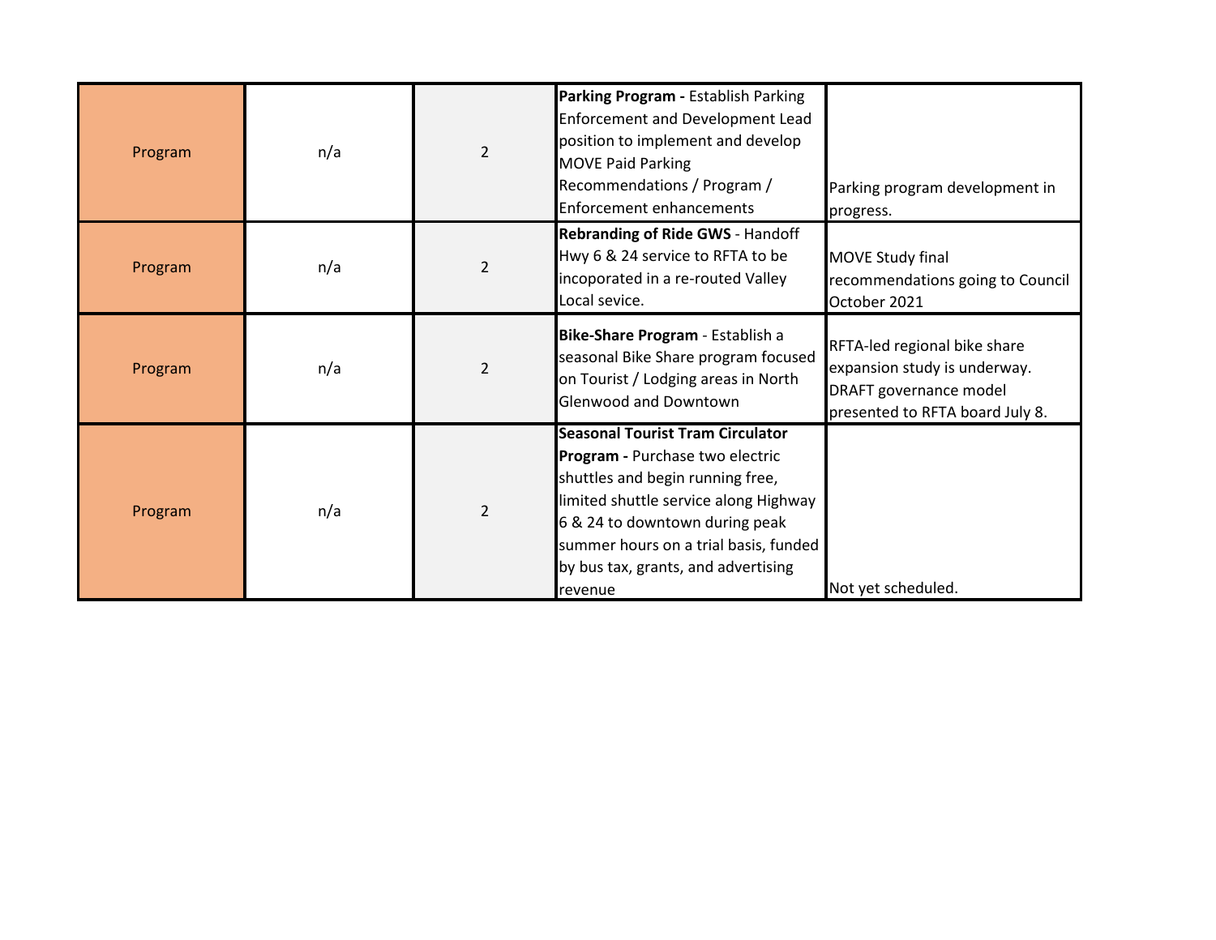| | | | | |
|---|---|---|---|---|
| Program | n/a | 2 | **Parking Program -** Establish Parking Enforcement and Development Lead position to implement and develop MOVE Paid Parking Recommendations / Program / Enforcement enhancements | Parking program development in progress. |
| Program | n/a | 2 | **Rebranding of Ride GWS** - Handoff Hwy 6 & 24 service to RFTA to be incoporated in a re-routed Valley Local sevice. | MOVE Study final recommendations going to Council October 2021 |
| Program | n/a | 2 | **Bike-Share Program** - Establish a seasonal Bike Share program focused on Tourist / Lodging areas in North Glenwood and Downtown | RFTA-led regional bike share expansion study is underway. DRAFT governance model presented to RFTA board July 8. |
| Program | n/a | 2 | **Seasonal Tourist Tram Circulator Program -** Purchase two electric shuttles and begin running free, limited shuttle service along Highway 6 & 24 to downtown during peak summer hours on a trial basis, funded by bus tax, grants, and advertising revenue | Not yet scheduled. |